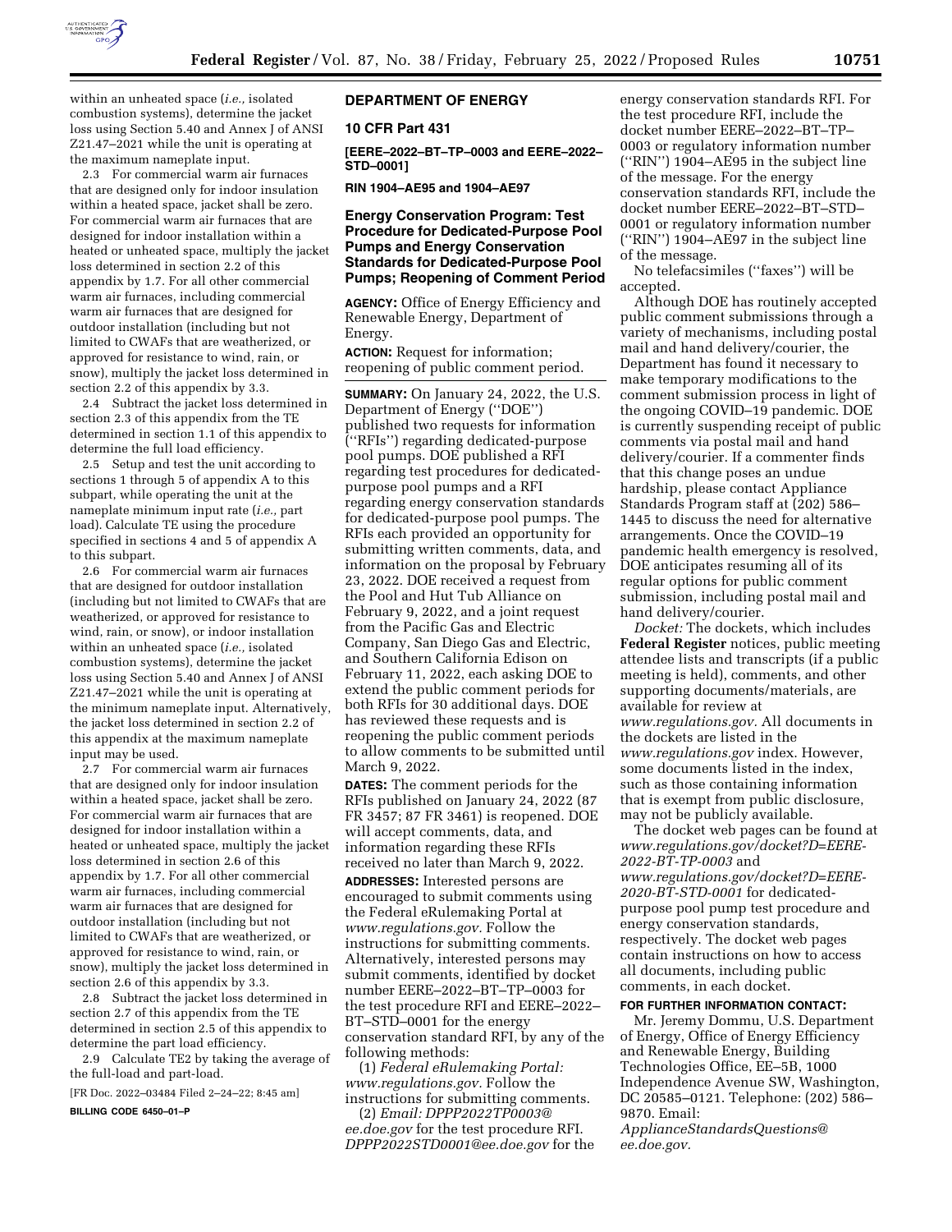within an unheated space (*i.e.,* isolated combustion systems), determine the jacket loss using Section 5.40 and Annex J of ANSI Z21.47–2021 while the unit is operating at the maximum nameplate input.

2.3 For commercial warm air furnaces that are designed only for indoor insulation within a heated space, jacket shall be zero. For commercial warm air furnaces that are designed for indoor installation within a heated or unheated space, multiply the jacket loss determined in section 2.2 of this appendix by 1.7. For all other commercial warm air furnaces, including commercial warm air furnaces that are designed for outdoor installation (including but not limited to CWAFs that are weatherized, or approved for resistance to wind, rain, or snow), multiply the jacket loss determined in section 2.2 of this appendix by 3.3.

2.4 Subtract the jacket loss determined in section 2.3 of this appendix from the TE determined in section 1.1 of this appendix to determine the full load efficiency.

2.5 Setup and test the unit according to sections 1 through 5 of appendix A to this subpart, while operating the unit at the nameplate minimum input rate (*i.e.,* part load). Calculate TE using the procedure specified in sections 4 and 5 of appendix A to this subpart.

2.6 For commercial warm air furnaces that are designed for outdoor installation (including but not limited to CWAFs that are weatherized, or approved for resistance to wind, rain, or snow), or indoor installation within an unheated space (*i.e.,* isolated combustion systems), determine the jacket loss using Section 5.40 and Annex J of ANSI Z21.47–2021 while the unit is operating at the minimum nameplate input. Alternatively, the jacket loss determined in section 2.2 of this appendix at the maximum nameplate input may be used.

2.7 For commercial warm air furnaces that are designed only for indoor insulation within a heated space, jacket shall be zero. For commercial warm air furnaces that are designed for indoor installation within a heated or unheated space, multiply the jacket loss determined in section 2.6 of this appendix by 1.7. For all other commercial warm air furnaces, including commercial warm air furnaces that are designed for outdoor installation (including but not limited to CWAFs that are weatherized, or approved for resistance to wind, rain, or snow), multiply the jacket loss determined in section 2.6 of this appendix by 3.3.

2.8 Subtract the jacket loss determined in section 2.7 of this appendix from the TE determined in section 2.5 of this appendix to determine the part load efficiency.

2.9 Calculate TE2 by taking the average of the full-load and part-load.

[FR Doc. 2022–03484 Filed 2–24–22; 8:45 am]

**BILLING CODE 6450–01–P**

## DEPARTMENT OF ENERGY

### 10 CFR Part 431

**[EERE–2022–BT–TP–0003 and EERE–2022–STD–0001]**

**RIN 1904–AE95 and 1904–AE97**

### Energy Conservation Program: Test Procedure for Dedicated-Purpose Pool Pumps and Energy Conservation Standards for Dedicated-Purpose Pool Pumps; Reopening of Comment Period

**AGENCY:** Office of Energy Efficiency and Renewable Energy, Department of Energy.

**ACTION:** Request for information; reopening of public comment period.

**SUMMARY:** On January 24, 2022, the U.S. Department of Energy (''DOE'') published two requests for information (''RFIs'') regarding dedicated-purpose pool pumps. DOE published a RFI regarding test procedures for dedicated-purpose pool pumps and a RFI regarding energy conservation standards for dedicated-purpose pool pumps. The RFIs each provided an opportunity for submitting written comments, data, and information on the proposal by February 23, 2022. DOE received a request from the Pool and Hut Tub Alliance on February 9, 2022, and a joint request from the Pacific Gas and Electric Company, San Diego Gas and Electric, and Southern California Edison on February 11, 2022, each asking DOE to extend the public comment periods for both RFIs for 30 additional days. DOE has reviewed these requests and is reopening the public comment periods to allow comments to be submitted until March 9, 2022.

**DATES:** The comment periods for the RFIs published on January 24, 2022 (87 FR 3457; 87 FR 3461) is reopened. DOE will accept comments, data, and information regarding these RFIs received no later than March 9, 2022.

**ADDRESSES:** Interested persons are encouraged to submit comments using the Federal eRulemaking Portal at *www.regulations.gov.* Follow the instructions for submitting comments. Alternatively, interested persons may submit comments, identified by docket number EERE–2022–BT–TP–0003 for the test procedure RFI and EERE–2022–BT–STD–0001 for the energy conservation standard RFI, by any of the following methods:

(1) *Federal eRulemaking Portal: www.regulations.gov.* Follow the instructions for submitting comments.

(2) *Email: DPPP2022TP0003@ee.doe.gov* for the test procedure RFI. *DPPP2022STD0001@ee.doe.gov* for the energy conservation standards RFI. For the test procedure RFI, include the docket number EERE–2022–BT–TP–0003 or regulatory information number (''RIN'') 1904–AE95 in the subject line of the message. For the energy conservation standards RFI, include the docket number EERE–2022–BT–STD–0001 or regulatory information number (''RIN'') 1904–AE97 in the subject line of the message.

No telefacsimiles (''faxes'') will be accepted.

Although DOE has routinely accepted public comment submissions through a variety of mechanisms, including postal mail and hand delivery/courier, the Department has found it necessary to make temporary modifications to the comment submission process in light of the ongoing COVID–19 pandemic. DOE is currently suspending receipt of public comments via postal mail and hand delivery/courier. If a commenter finds that this change poses an undue hardship, please contact Appliance Standards Program staff at (202) 586–1445 to discuss the need for alternative arrangements. Once the COVID–19 pandemic health emergency is resolved, DOE anticipates resuming all of its regular options for public comment submission, including postal mail and hand delivery/courier.

*Docket:* The dockets, which includes **Federal Register** notices, public meeting attendee lists and transcripts (if a public meeting is held), comments, and other supporting documents/materials, are available for review at *www.regulations.gov.* All documents in the dockets are listed in the *www.regulations.gov* index. However, some documents listed in the index, such as those containing information that is exempt from public disclosure, may not be publicly available.

The docket web pages can be found at *www.regulations.gov/docket?D=EERE-2022-BT-TP-0003* and *www.regulations.gov/docket?D=EERE-2020-BT-STD-0001* for dedicated-purpose pool pump test procedure and energy conservation standards, respectively. The docket web pages contain instructions on how to access all documents, including public comments, in each docket.

**FOR FURTHER INFORMATION CONTACT:**

Mr. Jeremy Dommu, U.S. Department of Energy, Office of Energy Efficiency and Renewable Energy, Building Technologies Office, EE–5B, 1000 Independence Avenue SW, Washington, DC 20585–0121. Telephone: (202) 586–9870. Email: *ApplianceStandardsQuestions@ee.doe.gov.*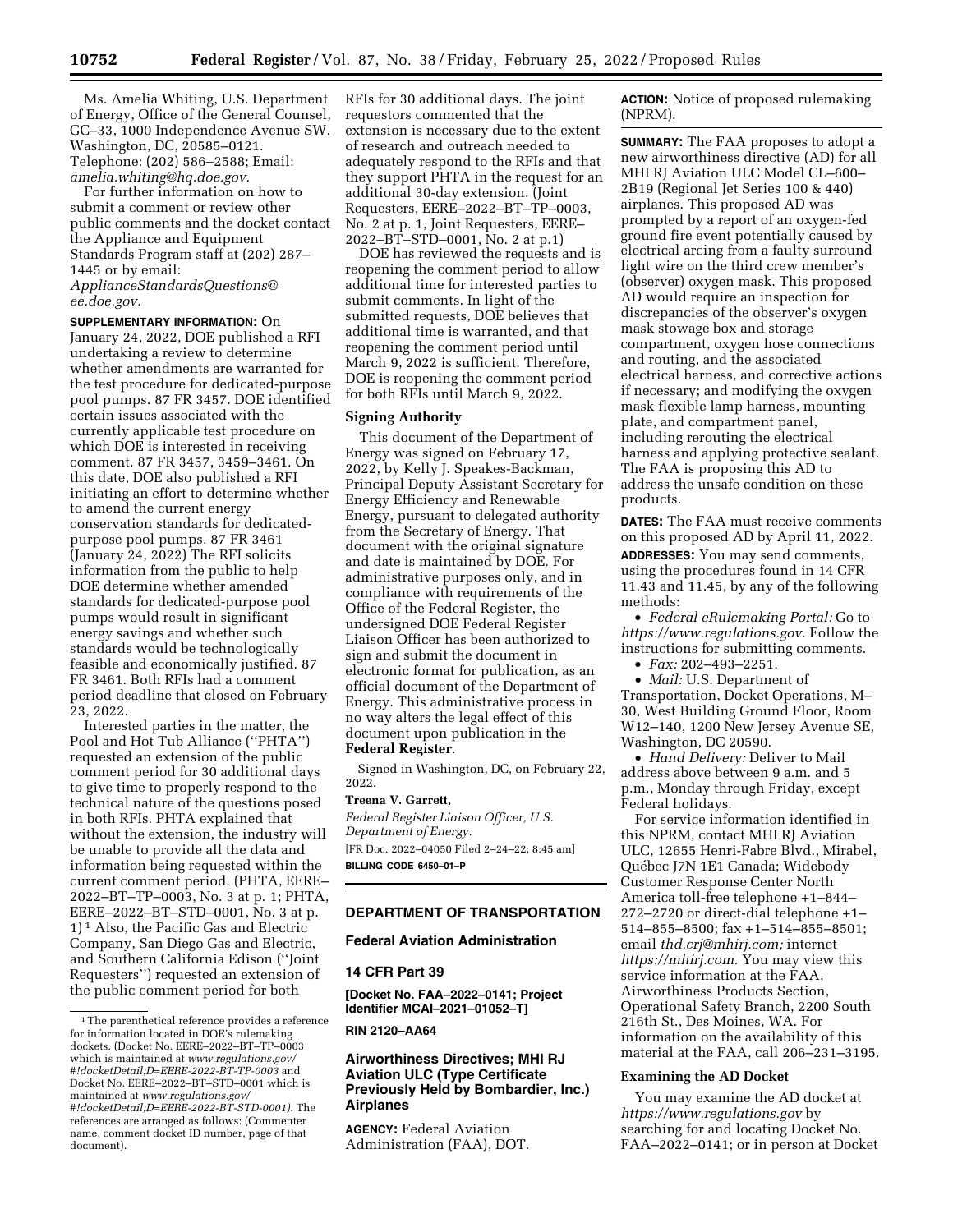Ms. Amelia Whiting, U.S. Department of Energy, Office of the General Counsel, GC–33, 1000 Independence Avenue SW, Washington, DC, 20585–0121. Telephone: (202) 586–2588; Email: *amelia.whiting@hq.doe.gov.*

For further information on how to submit a comment or review other public comments and the docket contact the Appliance and Equipment Standards Program staff at (202) 287–1445 or by email: *ApplianceStandardsQuestions@ee.doe.gov.*

**SUPPLEMENTARY INFORMATION:** On January 24, 2022, DOE published a RFI undertaking a review to determine whether amendments are warranted for the test procedure for dedicated-purpose pool pumps. 87 FR 3457. DOE identified certain issues associated with the currently applicable test procedure on which DOE is interested in receiving comment. 87 FR 3457, 3459–3461. On this date, DOE also published a RFI initiating an effort to determine whether to amend the current energy conservation standards for dedicated-purpose pool pumps. 87 FR 3461 (January 24, 2022) The RFI solicits information from the public to help DOE determine whether amended standards for dedicated-purpose pool pumps would result in significant energy savings and whether such standards would be technologically feasible and economically justified. 87 FR 3461. Both RFIs had a comment period deadline that closed on February 23, 2022.

Interested parties in the matter, the Pool and Hot Tub Alliance (''PHTA'') requested an extension of the public comment period for 30 additional days to give time to properly respond to the technical nature of the questions posed in both RFIs. PHTA explained that without the extension, the industry will be unable to provide all the data and information being requested within the current comment period. (PHTA, EERE–2022–BT–TP–0003, No. 3 at p. 1; PHTA, EERE–2022–BT–STD–0001, No. 3 at p. 1) [1] Also, the Pacific Gas and Electric Company, San Diego Gas and Electric, and Southern California Edison (''Joint Requesters'') requested an extension of the public comment period for both RFIs for 30 additional days. The joint requestors commented that the extension is necessary due to the extent of research and outreach needed to adequately respond to the RFIs and that they support PHTA in the request for an additional 30-day extension. (Joint Requesters, EERE–2022–BT–TP–0003, No. 2 at p. 1, Joint Requesters, EERE–2022–BT–STD–0001, No. 2 at p.1)

DOE has reviewed the requests and is reopening the comment period to allow additional time for interested parties to submit comments. In light of the submitted requests, DOE believes that additional time is warranted, and that reopening the comment period until March 9, 2022 is sufficient. Therefore, DOE is reopening the comment period for both RFIs until March 9, 2022.

### Signing Authority

This document of the Department of Energy was signed on February 17, 2022, by Kelly J. Speakes-Backman, Principal Deputy Assistant Secretary for Energy Efficiency and Renewable Energy, pursuant to delegated authority from the Secretary of Energy. That document with the original signature and date is maintained by DOE. For administrative purposes only, and in compliance with requirements of the Office of the Federal Register, the undersigned DOE Federal Register Liaison Officer has been authorized to sign and submit the document in electronic format for publication, as an official document of the Department of Energy. This administrative process in no way alters the legal effect of this document upon publication in the **Federal Register**.

Signed in Washington, DC, on February 22, 2022.

**Treena V. Garrett,**

*Federal Register Liaison Officer, U.S. Department of Energy.*

[FR Doc. 2022–04050 Filed 2–24–22; 8:45 am]

**BILLING CODE 6450–01–P**

[1] The parenthetical reference provides a reference for information located in DOE's rulemaking dockets. (Docket No. EERE–2022–BT–TP–0003 which is maintained at *www.regulations.gov/#!docketDetail;D=EERE-2022-BT-TP-0003* and Docket No. EERE–2022–BT–STD–0001 which is maintained at *www.regulations.gov/#!docketDetail;D=EERE-2022-BT-STD-0001).* The references are arranged as follows: (Commenter name, comment docket ID number, page of that document).

---

## DEPARTMENT OF TRANSPORTATION

## Federal Aviation Administration

### 14 CFR Part 39

**[Docket No. FAA–2022–0141; Project Identifier MCAI–2021–01052–T]**

**RIN 2120–AA64**

## Airworthiness Directives; MHI RJ Aviation ULC (Type Certificate Previously Held by Bombardier, Inc.) Airplanes

**AGENCY:** Federal Aviation Administration (FAA), DOT.

**ACTION:** Notice of proposed rulemaking (NPRM).

**SUMMARY:** The FAA proposes to adopt a new airworthiness directive (AD) for all MHI RJ Aviation ULC Model CL–600–2B19 (Regional Jet Series 100 & 440) airplanes. This proposed AD was prompted by a report of an oxygen-fed ground fire event potentially caused by electrical arcing from a faulty surround light wire on the third crew member's (observer) oxygen mask. This proposed AD would require an inspection for discrepancies of the observer's oxygen mask stowage box and storage compartment, oxygen hose connections and routing, and the associated electrical harness, and corrective actions if necessary; and modifying the oxygen mask flexible lamp harness, mounting plate, and compartment panel, including rerouting the electrical harness and applying protective sealant. The FAA is proposing this AD to address the unsafe condition on these products.

**DATES:** The FAA must receive comments on this proposed AD by April 11, 2022.

**ADDRESSES:** You may send comments, using the procedures found in 14 CFR 11.43 and 11.45, by any of the following methods:

- *Federal eRulemaking Portal:* Go to *https://www.regulations.gov.* Follow the instructions for submitting comments.
- *Fax:* 202–493–2251.
- *Mail:* U.S. Department of Transportation, Docket Operations, M–30, West Building Ground Floor, Room W12–140, 1200 New Jersey Avenue SE, Washington, DC 20590.
- *Hand Delivery:* Deliver to Mail address above between 9 a.m. and 5 p.m., Monday through Friday, except Federal holidays.

For service information identified in this NPRM, contact MHI RJ Aviation ULC, 12655 Henri-Fabre Blvd., Mirabel, Québec J7N 1E1 Canada; Widebody Customer Response Center North America toll-free telephone +1–844–272–2720 or direct-dial telephone +1–514–855–8500; fax +1–514–855–8501; email *thd.crj@mhirj.com;* internet *https://mhirj.com.* You may view this service information at the FAA, Airworthiness Products Section, Operational Safety Branch, 2200 South 216th St., Des Moines, WA. For information on the availability of this material at the FAA, call 206–231–3195.

### Examining the AD Docket

You may examine the AD docket at *https://www.regulations.gov* by searching for and locating Docket No. FAA–2022–0141; or in person at Docket